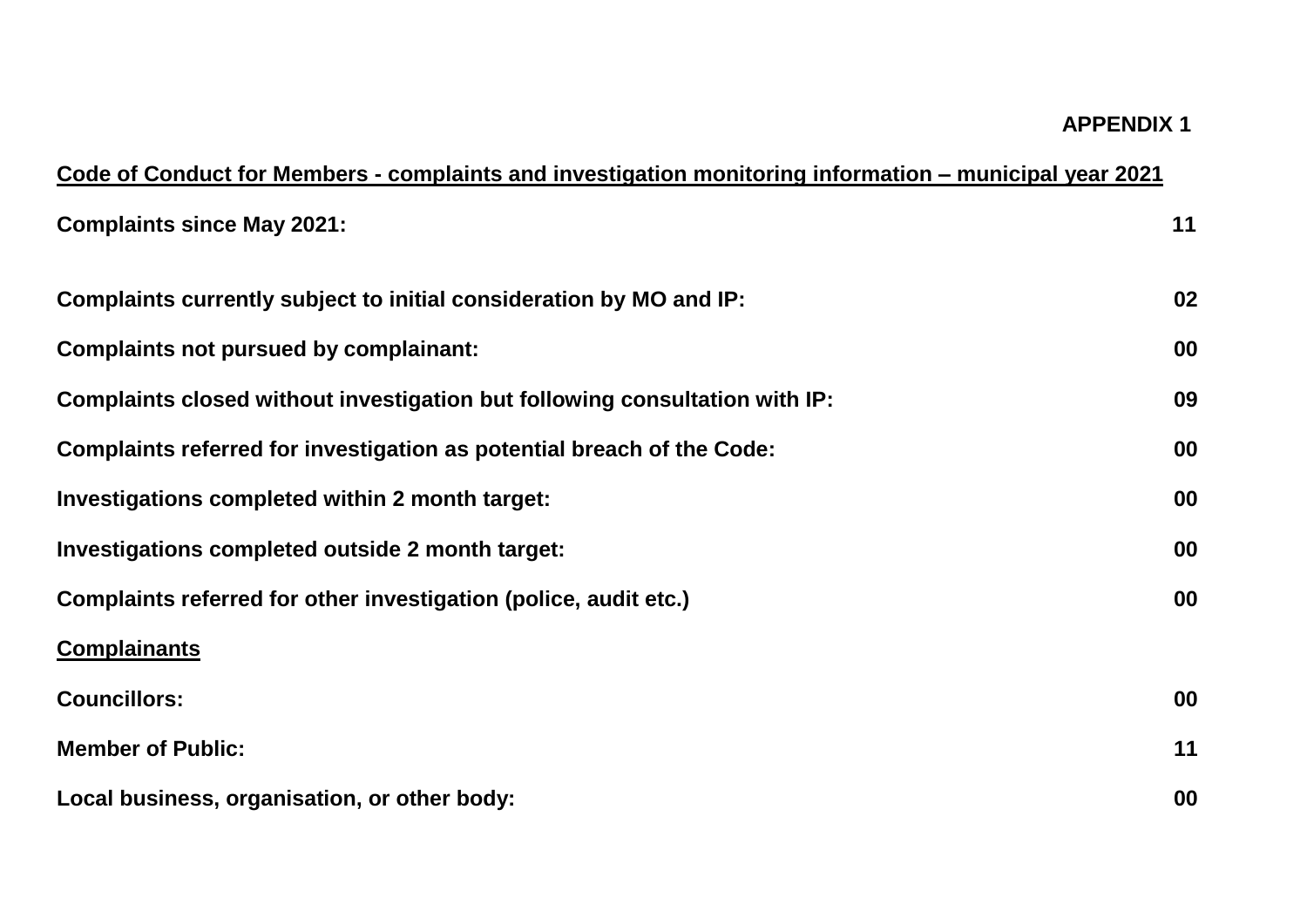**APPENDIX 1**

**Code of Conduct for Members - complaints and investigation monitoring information – municipal year 2021**

| | |
|---|---|
| **Complaints since May 2021:** | **11** |
| **Complaints currently subject to initial consideration by MO and IP:** | **02** |
| **Complaints not pursued by complainant:** | **00** |
| **Complaints closed without investigation but following consultation with IP:** | **09** |
| **Complaints referred for investigation as potential breach of the Code:** | **00** |
| **Investigations completed within 2 month target:** | **00** |
| **Investigations completed outside 2 month target:** | **00** |
| **Complaints referred for other investigation (police, audit etc.)** | **00** |

**Complainants**

| | |
|---|---|
| **Councillors:** | **00** |
| **Member of Public:** | **11** |
| **Local business, organisation, or other body:** | **00** |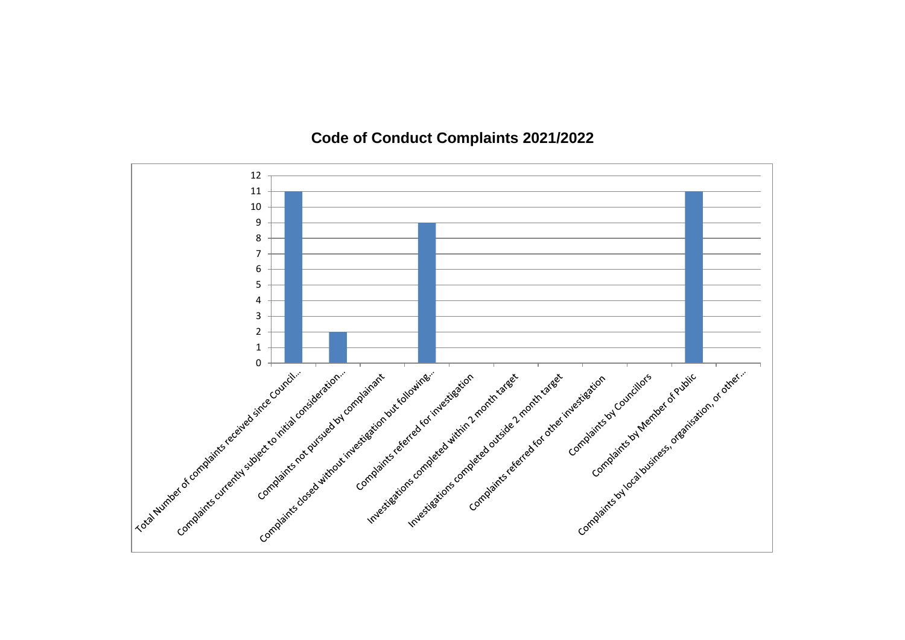# Code of Conduct Complaints 2021/2022

| Category | Value |
| --- | --- |
| Total Number of complaints received since Council... | 11 |
| Complaints currently subject to initial consideration... | 2 |
| Complaints not pursued by complainant | 0 |
| Complaints closed without investigation but following... | 9 |
| Complaints referred for investigation | 0 |
| Investigations completed within 2 month target | 0 |
| Investigations completed outside 2 month target | 0 |
| Complaints referred for other investigation | 0 |
| Complaints by Councillors | 0 |
| Complaints by Member of Public | 11 |
| Complaints by local business, organisation, or other... | 0 |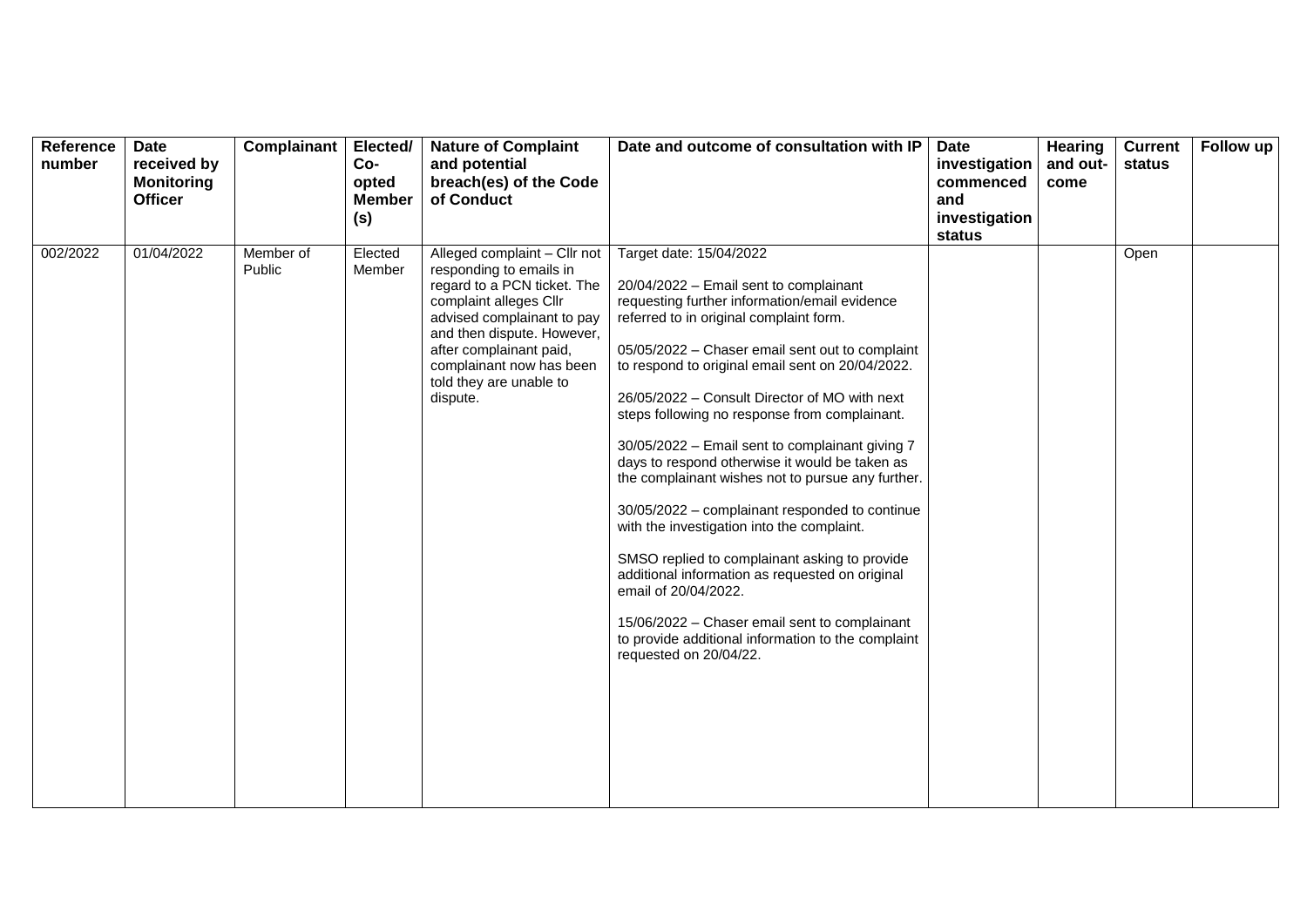| Reference number | Date received by Monitoring Officer | Complainant | Elected/ Co-opted Member (s) | Nature of Complaint and potential breach(es) of the Code of Conduct | Date and outcome of consultation with IP | Date investigation commenced and investigation status | Hearing and out-come | Current status | Follow up |
|---|---|---|---|---|---|---|---|---|---|
| 002/2022 | 01/04/2022 | Member of Public | Elected Member | Alleged complaint – Cllr not responding to emails in regard to a PCN ticket. The complaint alleges Cllr advised complainant to pay and then dispute. However, after complainant paid, complainant now has been told they are unable to dispute. | Target date: 15/04/2022<br><br>20/04/2022 – Email sent to complainant requesting further information/email evidence referred to in original complaint form.<br><br>05/05/2022 – Chaser email sent out to complaint to respond to original email sent on 20/04/2022.<br><br>26/05/2022 – Consult Director of MO with next steps following no response from complainant.<br><br>30/05/2022 – Email sent to complainant giving 7 days to respond otherwise it would be taken as the complainant wishes not to pursue any further.<br><br>30/05/2022 – complainant responded to continue with the investigation into the complaint.<br><br>SMSO replied to complainant asking to provide additional information as requested on original email of 20/04/2022.<br><br>15/06/2022 – Chaser email sent to complainant to provide additional information to the complaint requested on 20/04/22. | | | Open | |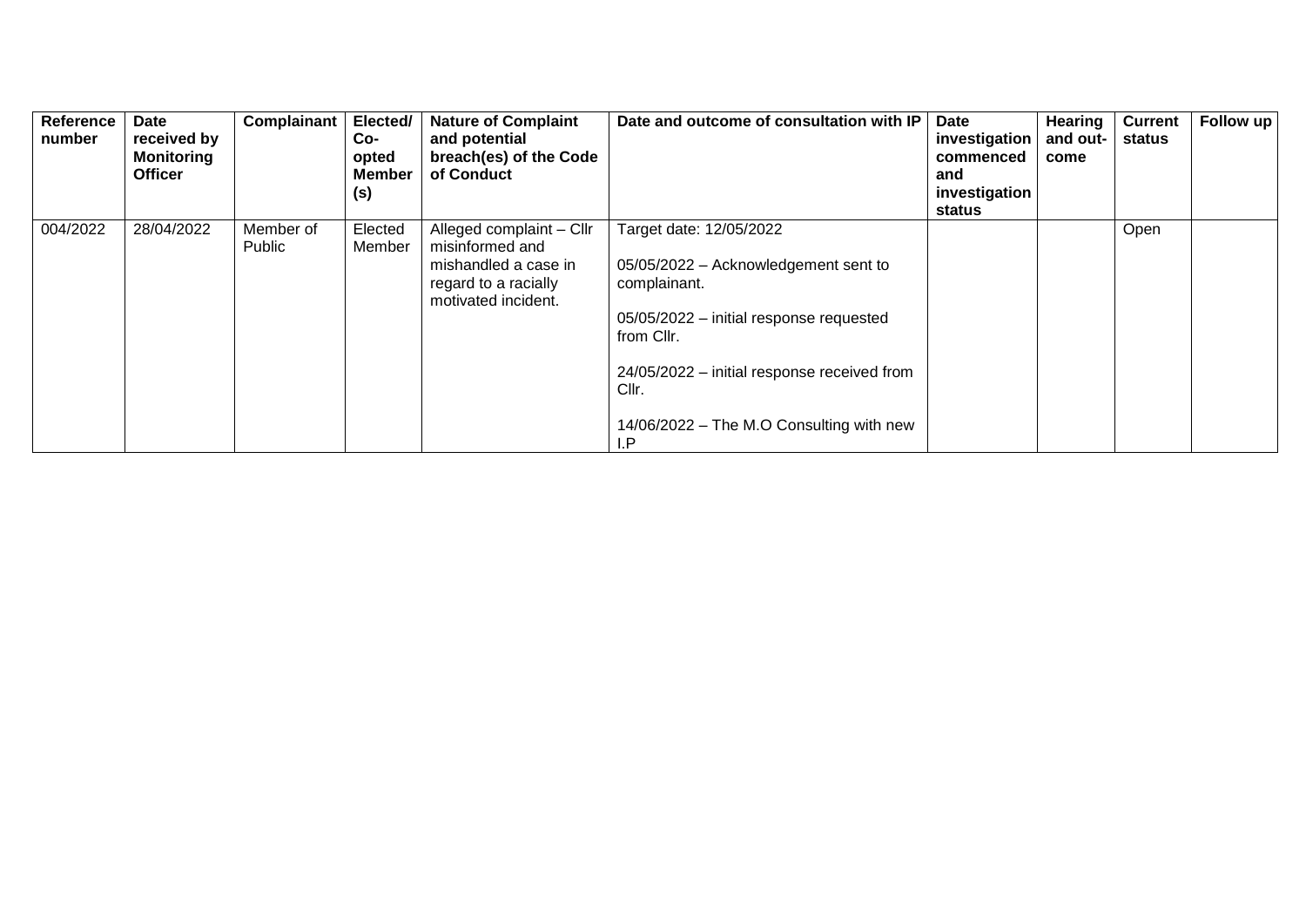| Reference number | Date received by Monitoring Officer | Complainant | Elected/ Co-opted Member (s) | Nature of Complaint and potential breach(es) of the Code of Conduct | Date and outcome of consultation with IP | Date investigation commenced and investigation status | Hearing and out-come | Current status | Follow up |
|---|---|---|---|---|---|---|---|---|---|
| 004/2022 | 28/04/2022 | Member of Public | Elected Member | Alleged complaint – Cllr misinformed and mishandled a case in regard to a racially motivated incident. | Target date: 12/05/2022<br><br>05/05/2022 – Acknowledgement sent to complainant.<br><br>05/05/2022 – initial response requested from Cllr.<br><br>24/05/2022 – initial response received from Cllr.<br><br>14/06/2022 – The M.O Consulting with new I.P | | | Open | |